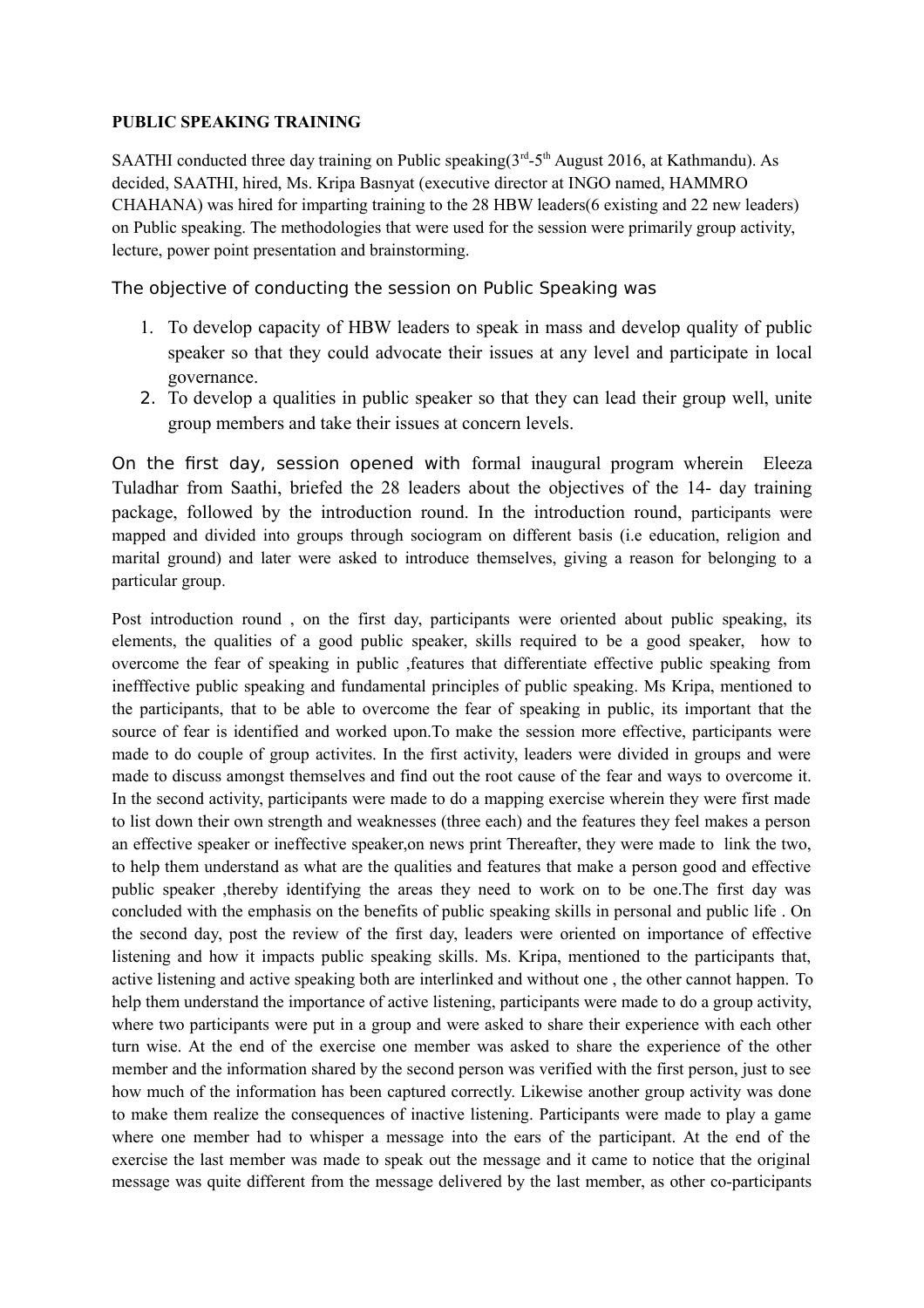**PUBLIC SPEAKING TRAINING**

SAATHI conducted three day training on Public speaking(3rd-5th August 2016, at Kathmandu). As decided, SAATHI, hired, Ms. Kripa Basnyat (executive director at INGO named, HAMMRO CHAHANA) was hired for imparting training to the 28 HBW leaders(6 existing and 22 new leaders) on Public speaking. The methodologies that were used for the session were primarily group activity, lecture, power point presentation and brainstorming.

The objective of conducting the session on Public Speaking was

1. To develop capacity of HBW leaders to speak in mass and develop quality of public speaker so that they could advocate their issues at any level and participate in local governance.
2. To develop a qualities in public speaker so that they can lead their group well, unite group members and take their issues at concern levels.

On the first day, session opened with formal inaugural program wherein Eleeza Tuladhar from Saathi, briefed the 28 leaders about the objectives of the 14- day training package, followed by the introduction round. In the introduction round, participants were mapped and divided into groups through sociogram on different basis (i.e education, religion and marital ground) and later were asked to introduce themselves, giving a reason for belonging to a particular group.

Post introduction round , on the first day, participants were oriented about public speaking, its elements, the qualities of a good public speaker, skills required to be a good speaker, how to overcome the fear of speaking in public ,features that differentiate effective public speaking from inefffective public speaking and fundamental principles of public speaking. Ms Kripa, mentioned to the participants, that to be able to overcome the fear of speaking in public, its important that the source of fear is identified and worked upon.To make the session more effective, participants were made to do couple of group activites. In the first activity, leaders were divided in groups and were made to discuss amongst themselves and find out the root cause of the fear and ways to overcome it. In the second activity, participants were made to do a mapping exercise wherein they were first made to list down their own strength and weaknesses (three each) and the features they feel makes a person an effective speaker or ineffective speaker,on news print Thereafter, they were made to link the two, to help them understand as what are the qualities and features that make a person good and effective public speaker ,thereby identifying the areas they need to work on to be one.The first day was concluded with the emphasis on the benefits of public speaking skills in personal and public life . On the second day, post the review of the first day, leaders were oriented on importance of effective listening and how it impacts public speaking skills. Ms. Kripa, mentioned to the participants that, active listening and active speaking both are interlinked and without one , the other cannot happen. To help them understand the importance of active listening, participants were made to do a group activity, where two participants were put in a group and were asked to share their experience with each other turn wise. At the end of the exercise one member was asked to share the experience of the other member and the information shared by the second person was verified with the first person, just to see how much of the information has been captured correctly. Likewise another group activity was done to make them realize the consequences of inactive listening. Participants were made to play a game where one member had to whisper a message into the ears of the participant. At the end of the exercise the last member was made to speak out the message and it came to notice that the original message was quite different from the message delivered by the last member, as other co-participants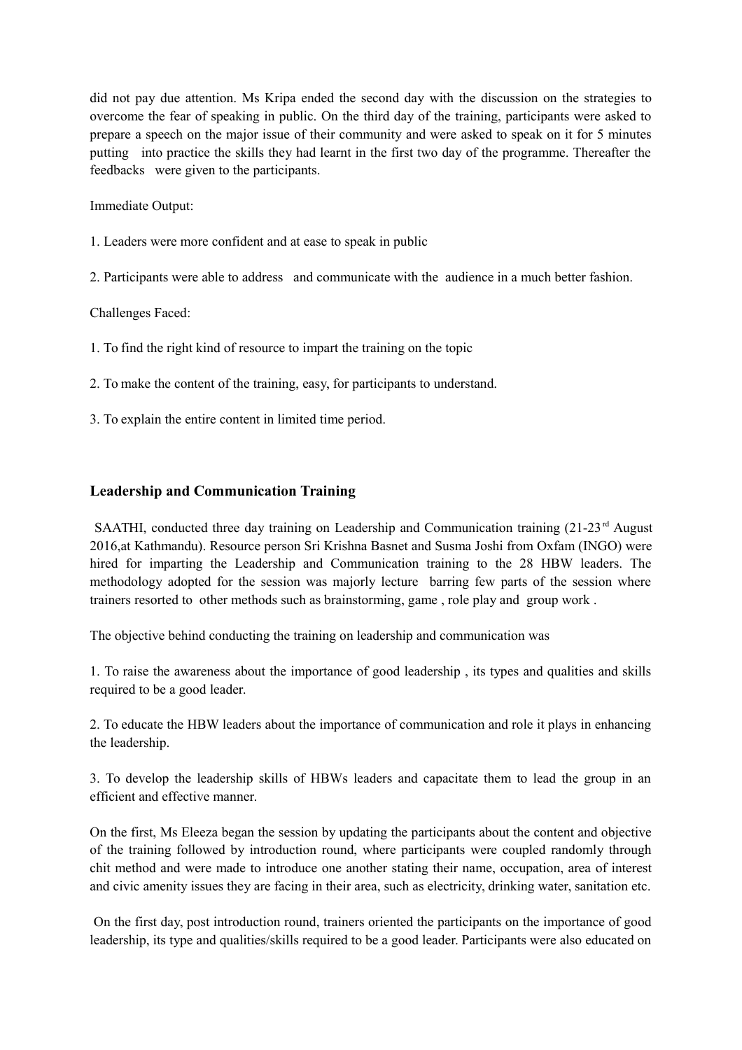did not pay due attention. Ms Kripa ended the second day with the discussion on the strategies to overcome the fear of speaking in public. On the third day of the training, participants were asked to prepare a speech on the major issue of their community and were asked to speak on it for 5 minutes putting into practice the skills they had learnt in the first two day of the programme. Thereafter the feedbacks were given to the participants.

Immediate Output:

1. Leaders were more confident and at ease to speak in public

2. Participants were able to address and communicate with the audience in a much better fashion.

Challenges Faced:

1. To find the right kind of resource to impart the training on the topic

2. To make the content of the training, easy, for participants to understand.

3. To explain the entire content in limited time period.

### Leadership and Communication Training

SAATHI, conducted three day training on Leadership and Communication training (21-23rd August 2016,at Kathmandu). Resource person Sri Krishna Basnet and Susma Joshi from Oxfam (INGO) were hired for imparting the Leadership and Communication training to the 28 HBW leaders. The methodology adopted for the session was majorly lecture barring few parts of the session where trainers resorted to other methods such as brainstorming, game , role play and group work .

The objective behind conducting the training on leadership and communication was

1. To raise the awareness about the importance of good leadership , its types and qualities and skills required to be a good leader.

2. To educate the HBW leaders about the importance of communication and role it plays in enhancing the leadership.

3. To develop the leadership skills of HBWs leaders and capacitate them to lead the group in an efficient and effective manner.

On the first, Ms Eleeza began the session by updating the participants about the content and objective of the training followed by introduction round, where participants were coupled randomly through chit method and were made to introduce one another stating their name, occupation, area of interest and civic amenity issues they are facing in their area, such as electricity, drinking water, sanitation etc.

On the first day, post introduction round, trainers oriented the participants on the importance of good leadership, its type and qualities/skills required to be a good leader. Participants were also educated on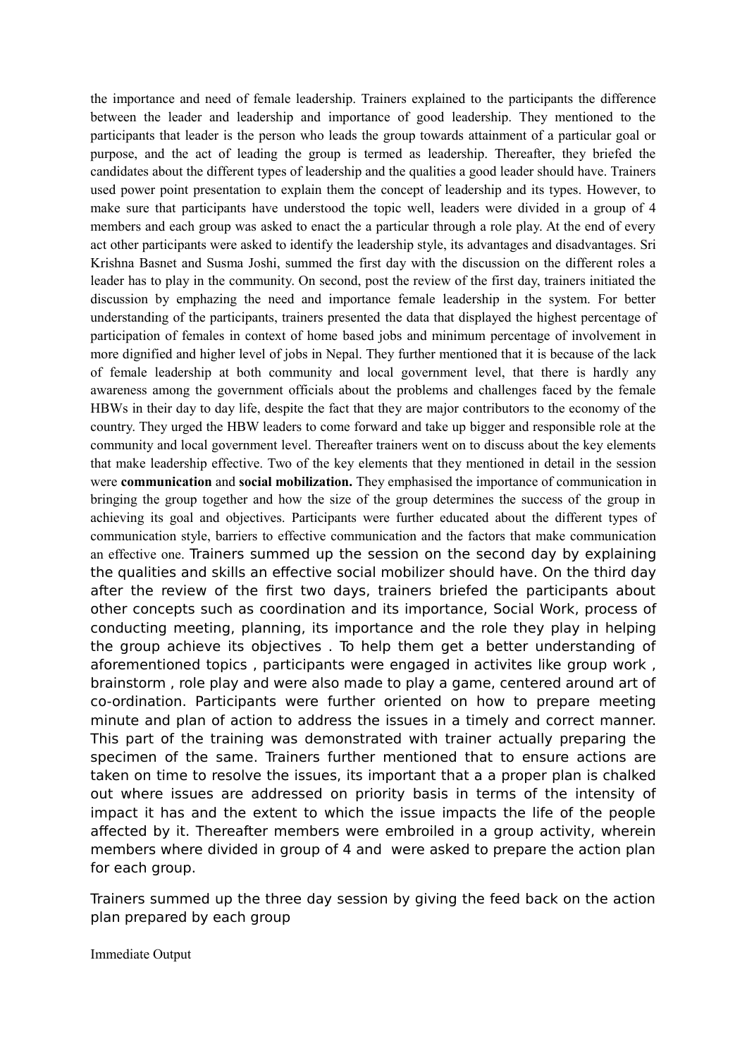the importance and need of female leadership. Trainers explained to the participants the difference between the leader and leadership and importance of good leadership. They mentioned to the participants that leader is the person who leads the group towards attainment of a particular goal or purpose, and the act of leading the group is termed as leadership. Thereafter, they briefed the candidates about the different types of leadership and the qualities a good leader should have. Trainers used power point presentation to explain them the concept of leadership and its types. However, to make sure that participants have understood the topic well, leaders were divided in a group of 4 members and each group was asked to enact the a particular through a role play. At the end of every act other participants were asked to identify the leadership style, its advantages and disadvantages. Sri Krishna Basnet and Susma Joshi, summed the first day with the discussion on the different roles a leader has to play in the community. On second, post the review of the first day, trainers initiated the discussion by emphazing the need and importance female leadership in the system. For better understanding of the participants, trainers presented the data that displayed the highest percentage of participation of females in context of home based jobs and minimum percentage of involvement in more dignified and higher level of jobs in Nepal. They further mentioned that it is because of the lack of female leadership at both community and local government level, that there is hardly any awareness among the government officials about the problems and challenges faced by the female HBWs in their day to day life, despite the fact that they are major contributors to the economy of the country. They urged the HBW leaders to come forward and take up bigger and responsible role at the community and local government level. Thereafter trainers went on to discuss about the key elements that make leadership effective. Two of the key elements that they mentioned in detail in the session were **communication** and **social mobilization.** They emphasised the importance of communication in bringing the group together and how the size of the group determines the success of the group in achieving its goal and objectives. Participants were further educated about the different types of communication style, barriers to effective communication and the factors that make communication an effective one. Trainers summed up the session on the second day by explaining the qualities and skills an effective social mobilizer should have. On the third day after the review of the first two days, trainers briefed the participants about other concepts such as coordination and its importance, Social Work, process of conducting meeting, planning, its importance and the role they play in helping the group achieve its objectives . To help them get a better understanding of aforementioned topics , participants were engaged in activites like group work , brainstorm , role play and were also made to play a game, centered around art of co-ordination. Participants were further oriented on how to prepare meeting minute and plan of action to address the issues in a timely and correct manner. This part of the training was demonstrated with trainer actually preparing the specimen of the same. Trainers further mentioned that to ensure actions are taken on time to resolve the issues, its important that a a proper plan is chalked out where issues are addressed on priority basis in terms of the intensity of impact it has and the extent to which the issue impacts the life of the people affected by it. Thereafter members were embroiled in a group activity, wherein members where divided in group of 4 and were asked to prepare the action plan for each group.

Trainers summed up the three day session by giving the feed back on the action plan prepared by each group

Immediate Output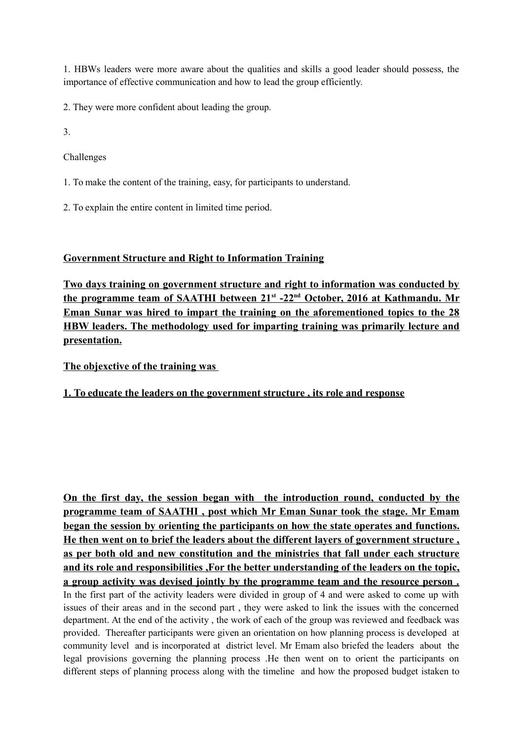1. HBWs leaders were more aware about the qualities and skills a good leader should possess, the importance of effective communication and how to lead the group efficiently.

2. They were more confident about leading the group.

3.

Challenges

1. To make the content of the training, easy, for participants to understand.

2. To explain the entire content in limited time period.

**Government Structure and Right to Information Training**

**Two days training on government structure and right to information was conducted by the programme team of SAATHI between 21st -22nd October, 2016 at Kathmandu. Mr Eman Sunar was hired to impart the training on the aforementioned topics to the 28 HBW leaders. The methodology used for imparting training was primarily lecture and presentation.**

**The objexctive of the training was**

**1. To educate the leaders on the government structure , its role and response**

**On the first day, the session began with the introduction round, conducted by the programme team of SAATHI , post which Mr Eman Sunar took the stage. Mr Emam began the session by orienting the participants on how the state operates and functions. He then went on to brief the leaders about the different layers of government structure , as per both old and new constitution and the ministries that fall under each structure and its role and responsibilities ,For the better understanding of the leaders on the topic, a group activity was devised jointly by the programme team and the resource person .** In the first part of the activity leaders were divided in group of 4 and were asked to come up with issues of their areas and in the second part , they were asked to link the issues with the concerned department. At the end of the activity , the work of each of the group was reviewed and feedback was provided. Thereafter participants were given an orientation on how planning process is developed at community level and is incorporated at district level. Mr Emam also briefed the leaders about the legal provisions governing the planning process .He then went on to orient the participants on different steps of planning process along with the timeline and how the proposed budget istaken to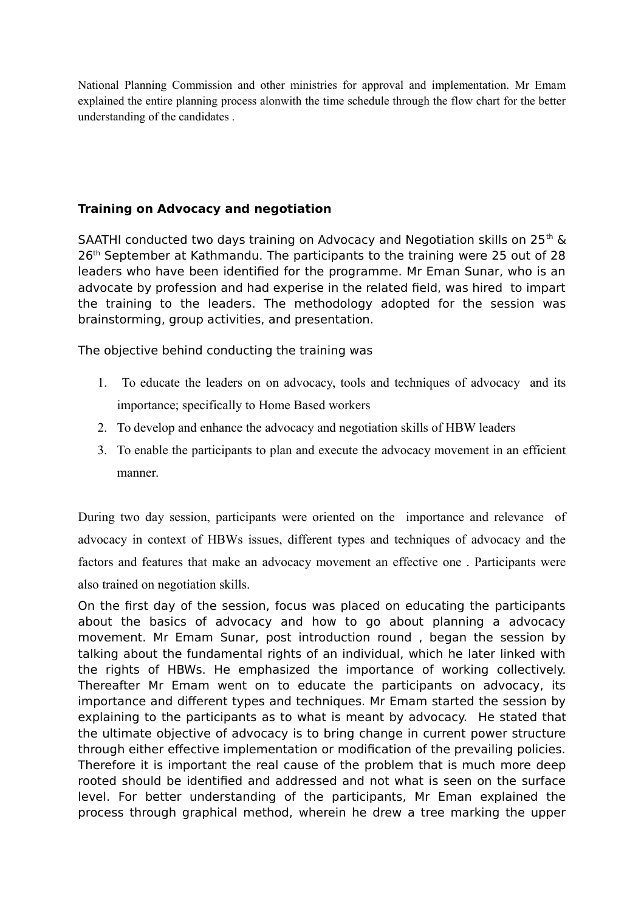National Planning Commission and other ministries for approval and implementation. Mr Emam explained the entire planning process alonwith the time schedule through the flow chart for the better understanding of the candidates .

**Training on Advocacy and negotiation**

SAATHI conducted two days training on Advocacy and Negotiation skills on 25th & 26th September at Kathmandu. The participants to the training were 25 out of 28 leaders who have been identified for the programme. Mr Eman Sunar, who is an advocate by profession and had experise in the related field, was hired to impart the training to the leaders. The methodology adopted for the session was brainstorming, group activities, and presentation.

The objective behind conducting the training was

1. To educate the leaders on on advocacy, tools and techniques of advocacy and its importance; specifically to Home Based workers
2. To develop and enhance the advocacy and negotiation skills of HBW leaders
3. To enable the participants to plan and execute the advocacy movement in an efficient manner.

During two day session, participants were oriented on the importance and relevance of advocacy in context of HBWs issues, different types and techniques of advocacy and the factors and features that make an advocacy movement an effective one . Participants were also trained on negotiation skills.

On the first day of the session, focus was placed on educating the participants about the basics of advocacy and how to go about planning a advocacy movement. Mr Emam Sunar, post introduction round , began the session by talking about the fundamental rights of an individual, which he later linked with the rights of HBWs. He emphasized the importance of working collectively. Thereafter Mr Emam went on to educate the participants on advocacy, its importance and different types and techniques. Mr Emam started the session by explaining to the participants as to what is meant by advocacy. He stated that the ultimate objective of advocacy is to bring change in current power structure through either effective implementation or modification of the prevailing policies. Therefore it is important the real cause of the problem that is much more deep rooted should be identified and addressed and not what is seen on the surface level. For better understanding of the participants, Mr Eman explained the process through graphical method, wherein he drew a tree marking the upper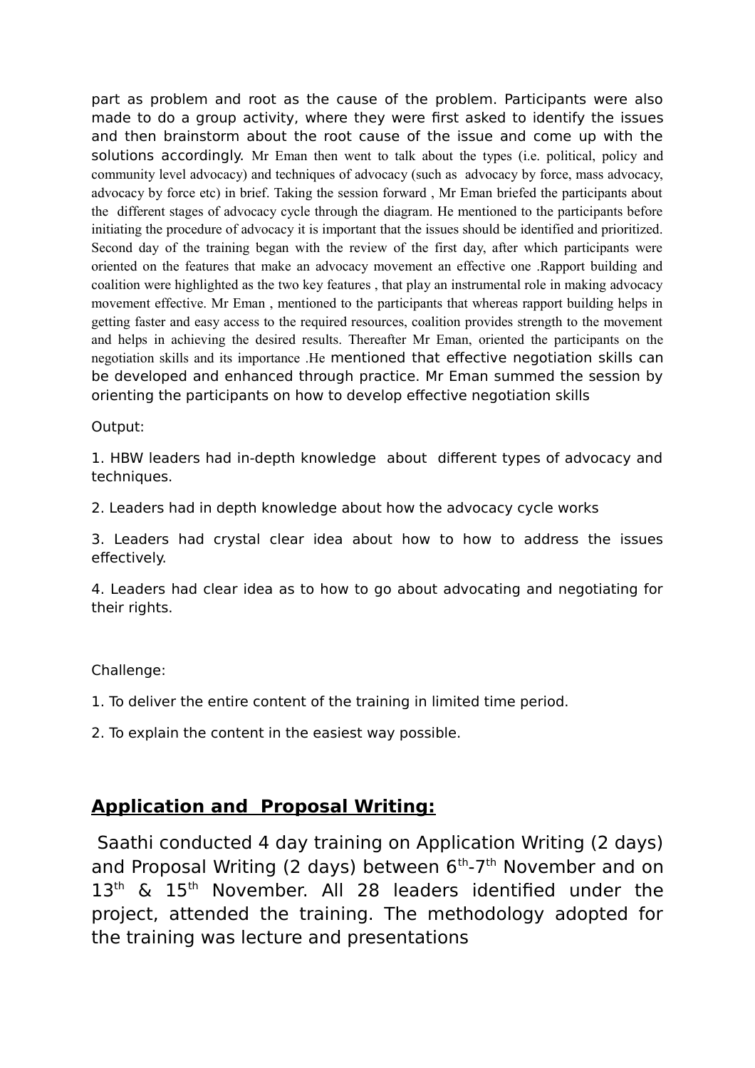part as problem and root as the cause of the problem. Participants were also made to do a group activity, where they were first asked to identify the issues and then brainstorm about the root cause of the issue and come up with the solutions accordingly. Mr Eman then went to talk about the types (i.e. political, policy and community level advocacy) and techniques of advocacy (such as advocacy by force, mass advocacy, advocacy by force etc) in brief. Taking the session forward , Mr Eman briefed the participants about the different stages of advocacy cycle through the diagram. He mentioned to the participants before initiating the procedure of advocacy it is important that the issues should be identified and prioritized. Second day of the training began with the review of the first day, after which participants were oriented on the features that make an advocacy movement an effective one .Rapport building and coalition were highlighted as the two key features , that play an instrumental role in making advocacy movement effective. Mr Eman , mentioned to the participants that whereas rapport building helps in getting faster and easy access to the required resources, coalition provides strength to the movement and helps in achieving the desired results. Thereafter Mr Eman, oriented the participants on the negotiation skills and its importance .He mentioned that effective negotiation skills can be developed and enhanced through practice. Mr Eman summed the session by orienting the participants on how to develop effective negotiation skills

Output:

1. HBW leaders had in-depth knowledge about different types of advocacy and techniques.

2. Leaders had in depth knowledge about how the advocacy cycle works

3. Leaders had crystal clear idea about how to how to address the issues effectively.

4. Leaders had clear idea as to how to go about advocating and negotiating for their rights.

Challenge:

1. To deliver the entire content of the training in limited time period.

2. To explain the content in the easiest way possible.

## **Application and Proposal Writing:**

Saathi conducted 4 day training on Application Writing (2 days) and Proposal Writing (2 days) between 6th-7th November and on 13th & 15th November. All 28 leaders identified under the project, attended the training. The methodology adopted for the training was lecture and presentations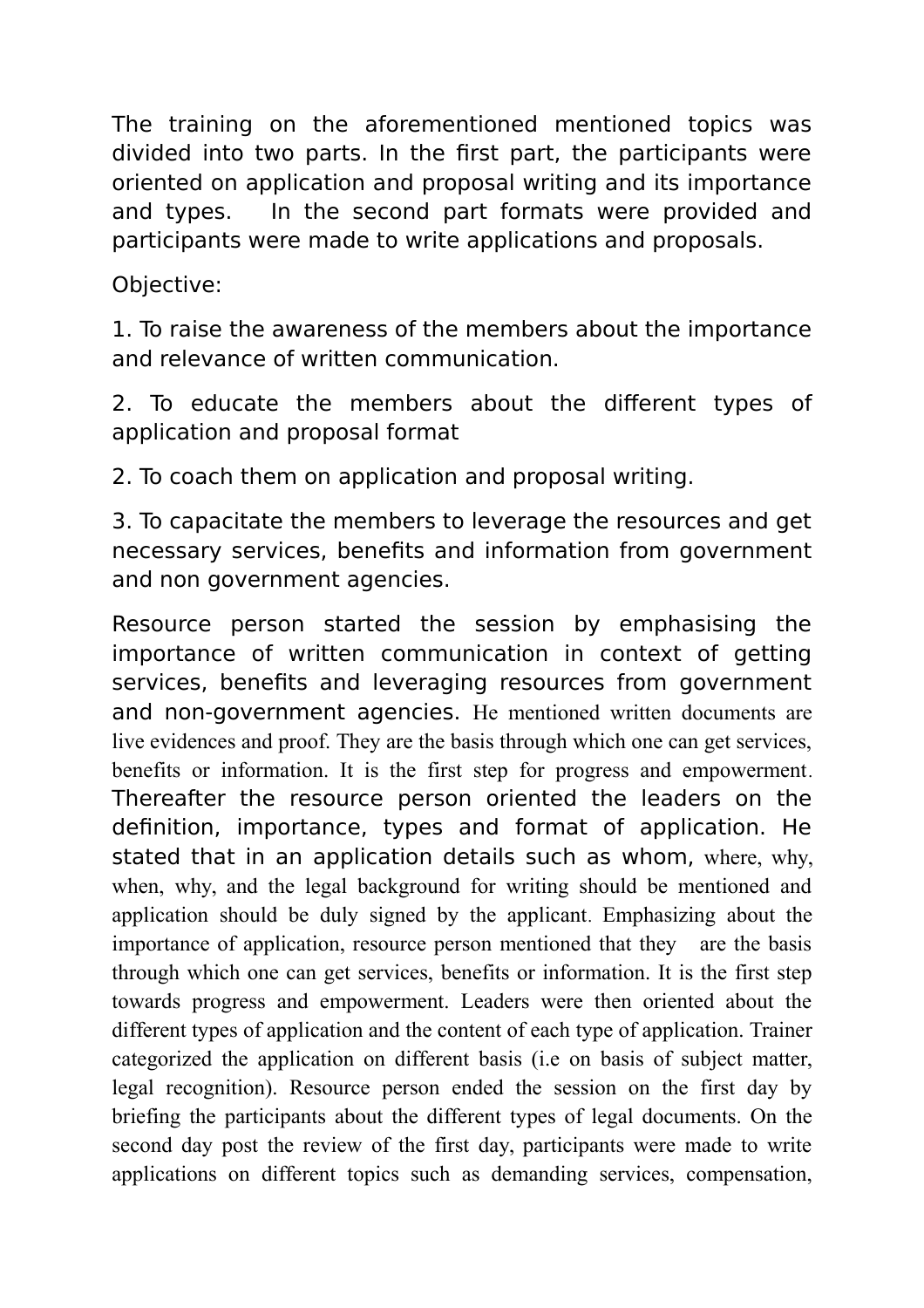The training on the aforementioned mentioned topics was divided into two parts. In the first part, the participants were oriented on application and proposal writing and its importance and types. In the second part formats were provided and participants were made to write applications and proposals.

Objective:

1. To raise the awareness of the members about the importance and relevance of written communication.

2. To educate the members about the different types of application and proposal format

2. To coach them on application and proposal writing.

3. To capacitate the members to leverage the resources and get necessary services, benefits and information from government and non government agencies.

Resource person started the session by emphasising the importance of written communication in context of getting services, benefits and leveraging resources from government and non-government agencies. He mentioned written documents are live evidences and proof. They are the basis through which one can get services, benefits or information. It is the first step for progress and empowerment. Thereafter the resource person oriented the leaders on the definition, importance, types and format of application. He stated that in an application details such as whom, where, why, when, why, and the legal background for writing should be mentioned and application should be duly signed by the applicant. Emphasizing about the importance of application, resource person mentioned that they are the basis through which one can get services, benefits or information. It is the first step towards progress and empowerment. Leaders were then oriented about the different types of application and the content of each type of application. Trainer categorized the application on different basis (i.e on basis of subject matter, legal recognition). Resource person ended the session on the first day by briefing the participants about the different types of legal documents. On the second day post the review of the first day, participants were made to write applications on different topics such as demanding services, compensation,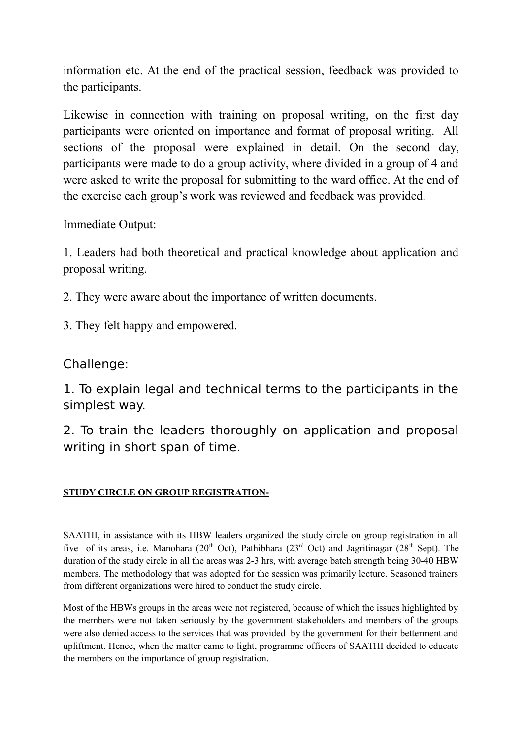information etc. At the end of the practical session, feedback was provided to the participants.

Likewise in connection with training on proposal writing, on the first day participants were oriented on importance and format of proposal writing. All sections of the proposal were explained in detail. On the second day, participants were made to do a group activity, where divided in a group of 4 and were asked to write the proposal for submitting to the ward office. At the end of the exercise each group's work was reviewed and feedback was provided.

Immediate Output:

1. Leaders had both theoretical and practical knowledge about application and proposal writing.

2. They were aware about the importance of written documents.

3. They felt happy and empowered.

Challenge:

1. To explain legal and technical terms to the participants in the simplest way.

2. To train the leaders thoroughly on application and proposal writing in short span of time.

**STUDY CIRCLE ON GROUP REGISTRATION-**

SAATHI, in assistance with its HBW leaders organized the study circle on group registration in all five of its areas, i.e. Manohara (20th Oct), Pathibhara (23rd Oct) and Jagritinagar (28th Sept). The duration of the study circle in all the areas was 2-3 hrs, with average batch strength being 30-40 HBW members. The methodology that was adopted for the session was primarily lecture. Seasoned trainers from different organizations were hired to conduct the study circle.

Most of the HBWs groups in the areas were not registered, because of which the issues highlighted by the members were not taken seriously by the government stakeholders and members of the groups were also denied access to the services that was provided by the government for their betterment and upliftment. Hence, when the matter came to light, programme officers of SAATHI decided to educate the members on the importance of group registration.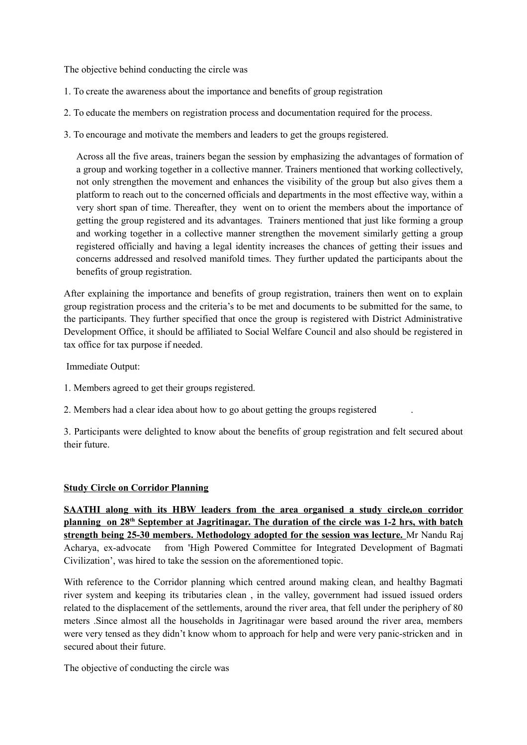The objective behind conducting the circle was

1. To create the awareness about the importance and benefits of group registration

2. To educate the members on registration process and documentation required for the process.

3. To encourage and motivate the members and leaders to get the groups registered.

Across all the five areas, trainers began the session by emphasizing the advantages of formation of a group and working together in a collective manner. Trainers mentioned that working collectively, not only strengthen the movement and enhances the visibility of the group but also gives them a platform to reach out to the concerned officials and departments in the most effective way, within a very short span of time. Thereafter, they went on to orient the members about the importance of getting the group registered and its advantages. Trainers mentioned that just like forming a group and working together in a collective manner strengthen the movement similarly getting a group registered officially and having a legal identity increases the chances of getting their issues and concerns addressed and resolved manifold times. They further updated the participants about the benefits of group registration.

After explaining the importance and benefits of group registration, trainers then went on to explain group registration process and the criteria's to be met and documents to be submitted for the same, to the participants. They further specified that once the group is registered with District Administrative Development Office, it should be affiliated to Social Welfare Council and also should be registered in tax office for tax purpose if needed.

Immediate Output:

1. Members agreed to get their groups registered.

2. Members had a clear idea about how to go about getting the groups registered .

3. Participants were delighted to know about the benefits of group registration and felt secured about their future.

**Study Circle on Corridor Planning**

**SAATHI along with its HBW leaders from the area organised a study circle,on corridor planning on 28th September at Jagritinagar. The duration of the circle was 1-2 hrs, with batch strength being 25-30 members. Methodology adopted for the session was lecture.** Mr Nandu Raj Acharya, ex-advocate from 'High Powered Committee for Integrated Development of Bagmati Civilization', was hired to take the session on the aforementioned topic.

With reference to the Corridor planning which centred around making clean, and healthy Bagmati river system and keeping its tributaries clean , in the valley, government had issued issued orders related to the displacement of the settlements, around the river area, that fell under the periphery of 80 meters .Since almost all the households in Jagritinagar were based around the river area, members were very tensed as they didn't know whom to approach for help and were very panic-stricken and in secured about their future.

The objective of conducting the circle was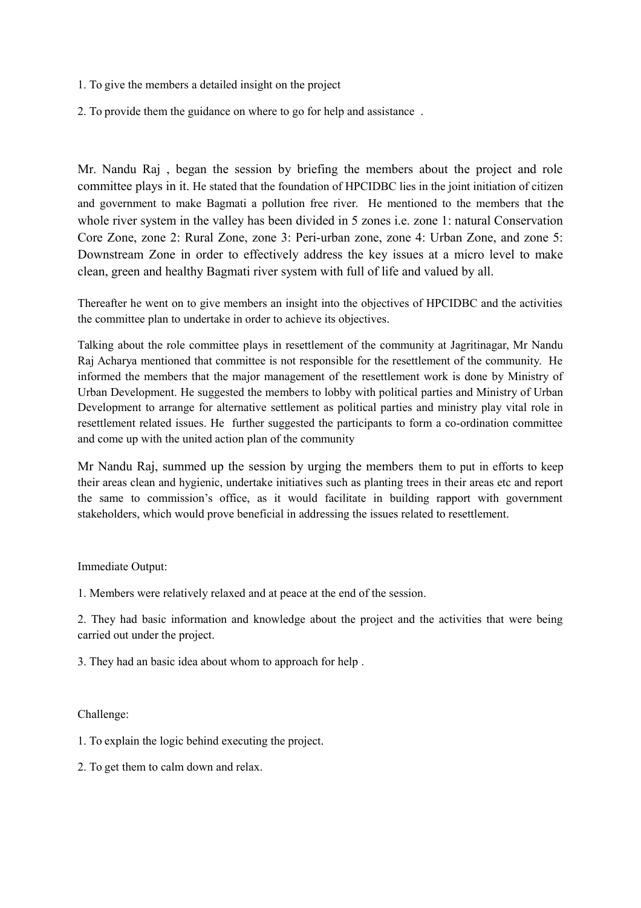1. To give the members a detailed insight on the project

2. To provide them the guidance on where to go for help and assistance .

Mr. Nandu Raj , began the session by briefing the members about the project and role committee plays in it. He stated that the foundation of HPCIDBC lies in the joint initiation of citizen and government to make Bagmati a pollution free river. He mentioned to the members that the whole river system in the valley has been divided in 5 zones i.e. zone 1: natural Conservation Core Zone, zone 2: Rural Zone, zone 3: Peri-urban zone, zone 4: Urban Zone, and zone 5: Downstream Zone in order to effectively address the key issues at a micro level to make clean, green and healthy Bagmati river system with full of life and valued by all.

Thereafter he went on to give members an insight into the objectives of HPCIDBC and the activities the committee plan to undertake in order to achieve its objectives.

Talking about the role committee plays in resettlement of the community at Jagritinagar, Mr Nandu Raj Acharya mentioned that committee is not responsible for the resettlement of the community. He informed the members that the major management of the resettlement work is done by Ministry of Urban Development. He suggested the members to lobby with political parties and Ministry of Urban Development to arrange for alternative settlement as political parties and ministry play vital role in resettlement related issues. He further suggested the participants to form a co-ordination committee and come up with the united action plan of the community

Mr Nandu Raj, summed up the session by urging the members them to put in efforts to keep their areas clean and hygienic, undertake initiatives such as planting trees in their areas etc and report the same to commission's office, as it would facilitate in building rapport with government stakeholders, which would prove beneficial in addressing the issues related to resettlement.

Immediate Output:

1. Members were relatively relaxed and at peace at the end of the session.

2. They had basic information and knowledge about the project and the activities that were being carried out under the project.

3. They had an basic idea about whom to approach for help .

Challenge:

1. To explain the logic behind executing the project.

2. To get them to calm down and relax.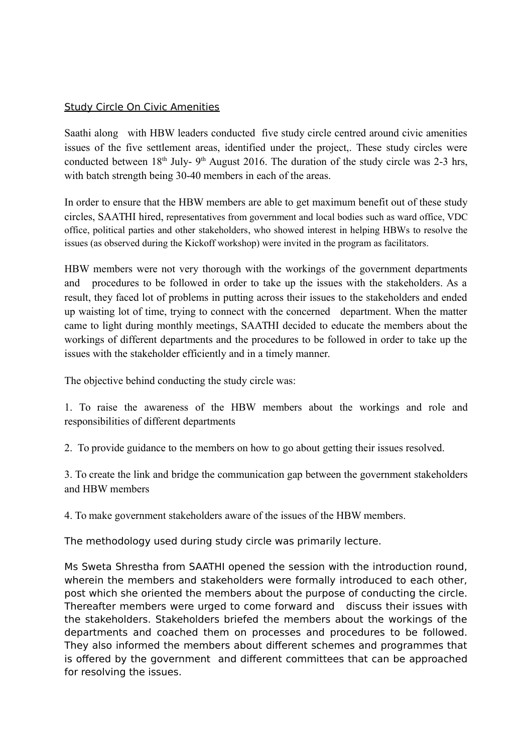Study Circle On Civic Amenities

Saathi along with HBW leaders conducted five study circle centred around civic amenities issues of the five settlement areas, identified under the project,. These study circles were conducted between 18th July- 9th August 2016. The duration of the study circle was 2-3 hrs, with batch strength being 30-40 members in each of the areas.

In order to ensure that the HBW members are able to get maximum benefit out of these study circles, SAATHI hired, representatives from government and local bodies such as ward office, VDC office, political parties and other stakeholders, who showed interest in helping HBWs to resolve the issues (as observed during the Kickoff workshop) were invited in the program as facilitators.

HBW members were not very thorough with the workings of the government departments and procedures to be followed in order to take up the issues with the stakeholders. As a result, they faced lot of problems in putting across their issues to the stakeholders and ended up waisting lot of time, trying to connect with the concerned department. When the matter came to light during monthly meetings, SAATHI decided to educate the members about the workings of different departments and the procedures to be followed in order to take up the issues with the stakeholder efficiently and in a timely manner.

The objective behind conducting the study circle was:

1. To raise the awareness of the HBW members about the workings and role and responsibilities of different departments

2. To provide guidance to the members on how to go about getting their issues resolved.

3. To create the link and bridge the communication gap between the government stakeholders and HBW members

4. To make government stakeholders aware of the issues of the HBW members.

The methodology used during study circle was primarily lecture.

Ms Sweta Shrestha from SAATHI opened the session with the introduction round, wherein the members and stakeholders were formally introduced to each other, post which she oriented the members about the purpose of conducting the circle. Thereafter members were urged to come forward and discuss their issues with the stakeholders. Stakeholders briefed the members about the workings of the departments and coached them on processes and procedures to be followed. They also informed the members about different schemes and programmes that is offered by the government and different committees that can be approached for resolving the issues.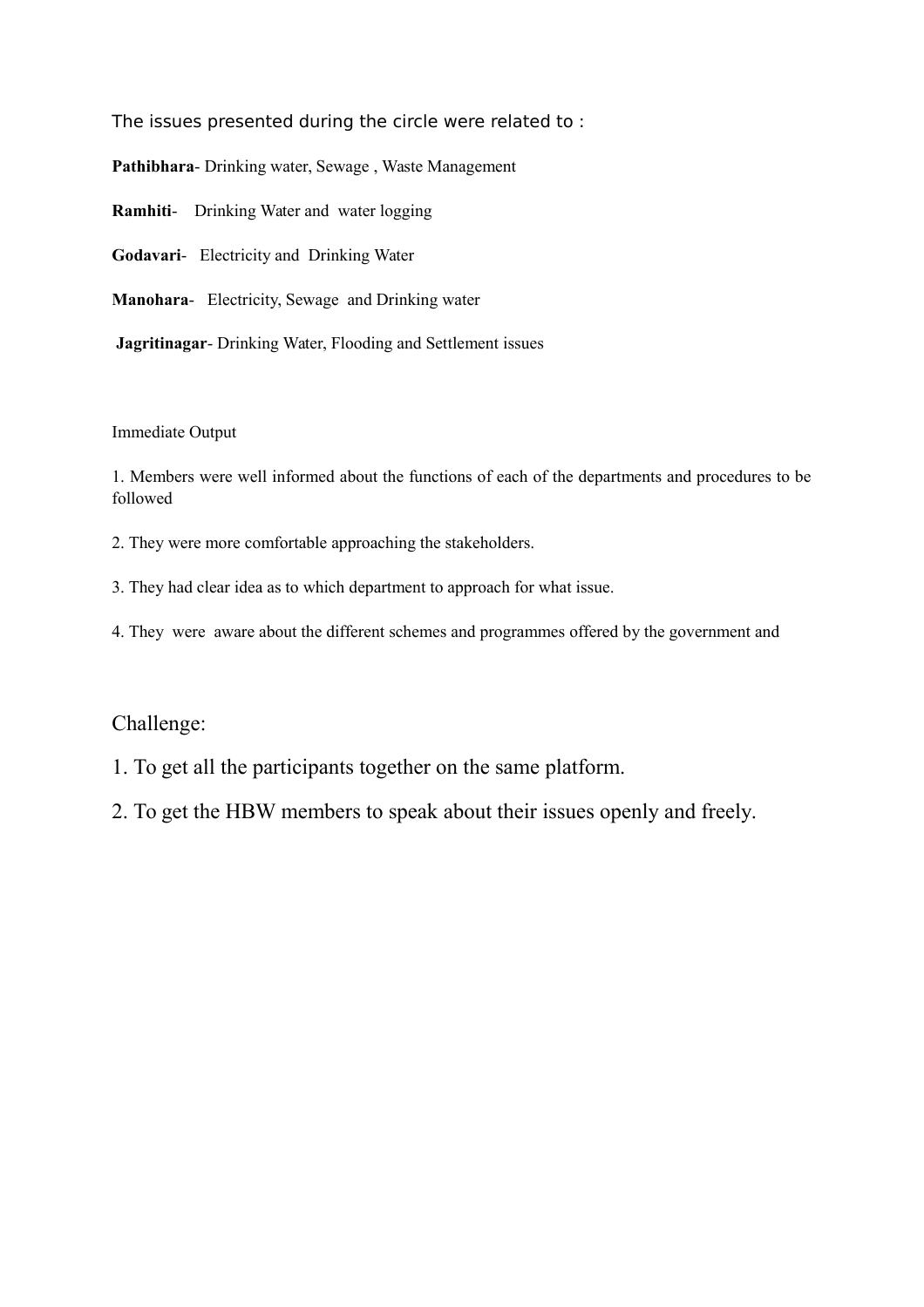The issues presented during the circle were related to :

**Pathibhara**- Drinking water, Sewage , Waste Management

**Ramhiti**- Drinking Water and water logging

**Godavari**- Electricity and Drinking Water

**Manohara**- Electricity, Sewage and Drinking water

**Jagritinagar**- Drinking Water, Flooding and Settlement issues

Immediate Output

1. Members were well informed about the functions of each of the departments and procedures to be followed
2. They were more comfortable approaching the stakeholders.
3. They had clear idea as to which department to approach for what issue.
4. They were aware about the different schemes and programmes offered by the government and

## Challenge:

1. To get all the participants together on the same platform.
2. To get the HBW members to speak about their issues openly and freely.